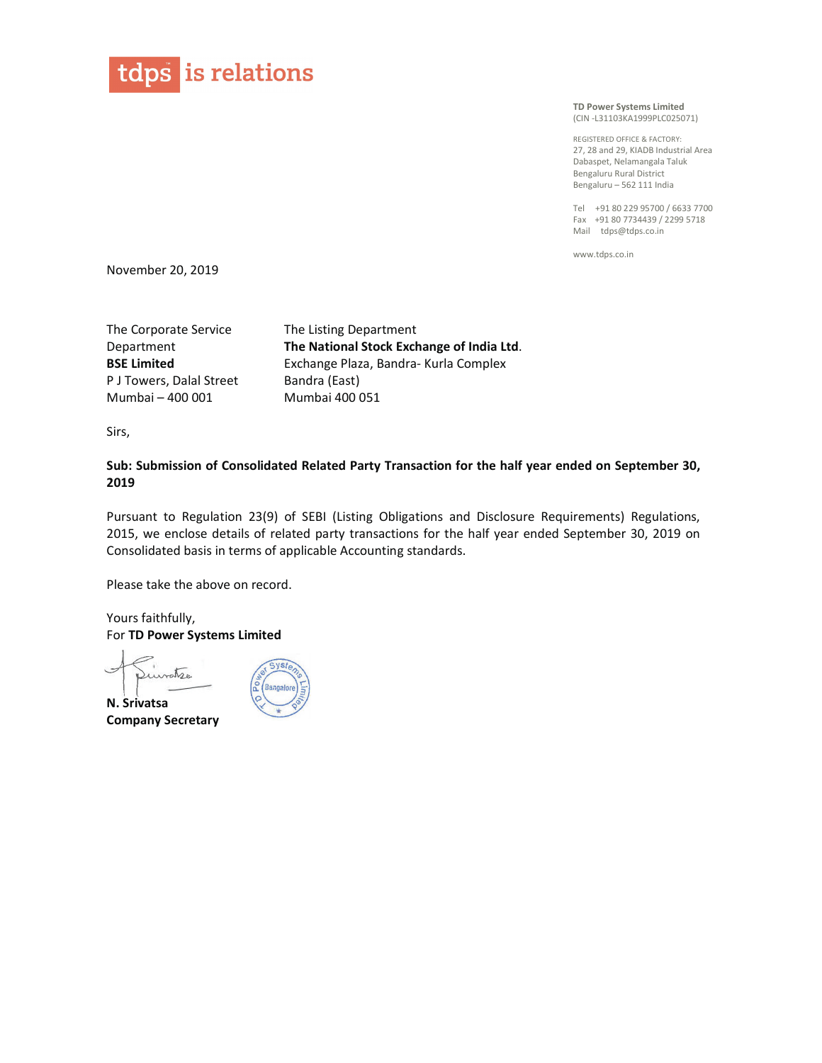tdps is relations

**TD Power Systems Limited**
(CIN -L31103KA1999PLC025071)

REGISTERED OFFICE & FACTORY:
27, 28 and 29, KIADB Industrial Area
Dabaspet, Nelamangala Taluk
Bengaluru Rural District
Bengaluru – 562 111 India

Tel +91 80 229 95700 / 6633 7700
Fax +91 80 7734439 / 2299 5718
Mail tdps@tdps.co.in

www.tdps.co.in

November 20, 2019

The Corporate Service Department
**BSE Limited**
P J Towers, Dalal Street
Mumbai – 400 001

The Listing Department
**The National Stock Exchange of India Ltd**.
Exchange Plaza, Bandra- Kurla Complex
Bandra (East)
Mumbai 400 051

Sirs,

**Sub: Submission of Consolidated Related Party Transaction for the half year ended on September 30, 2019**

Pursuant to Regulation 23(9) of SEBI (Listing Obligations and Disclosure Requirements) Regulations, 2015, we enclose details of related party transactions for the half year ended September 30, 2019 on Consolidated basis in terms of applicable Accounting standards.

Please take the above on record.

Yours faithfully,
For **TD Power Systems Limited**

**N. Srivatsa**
**Company Secretary**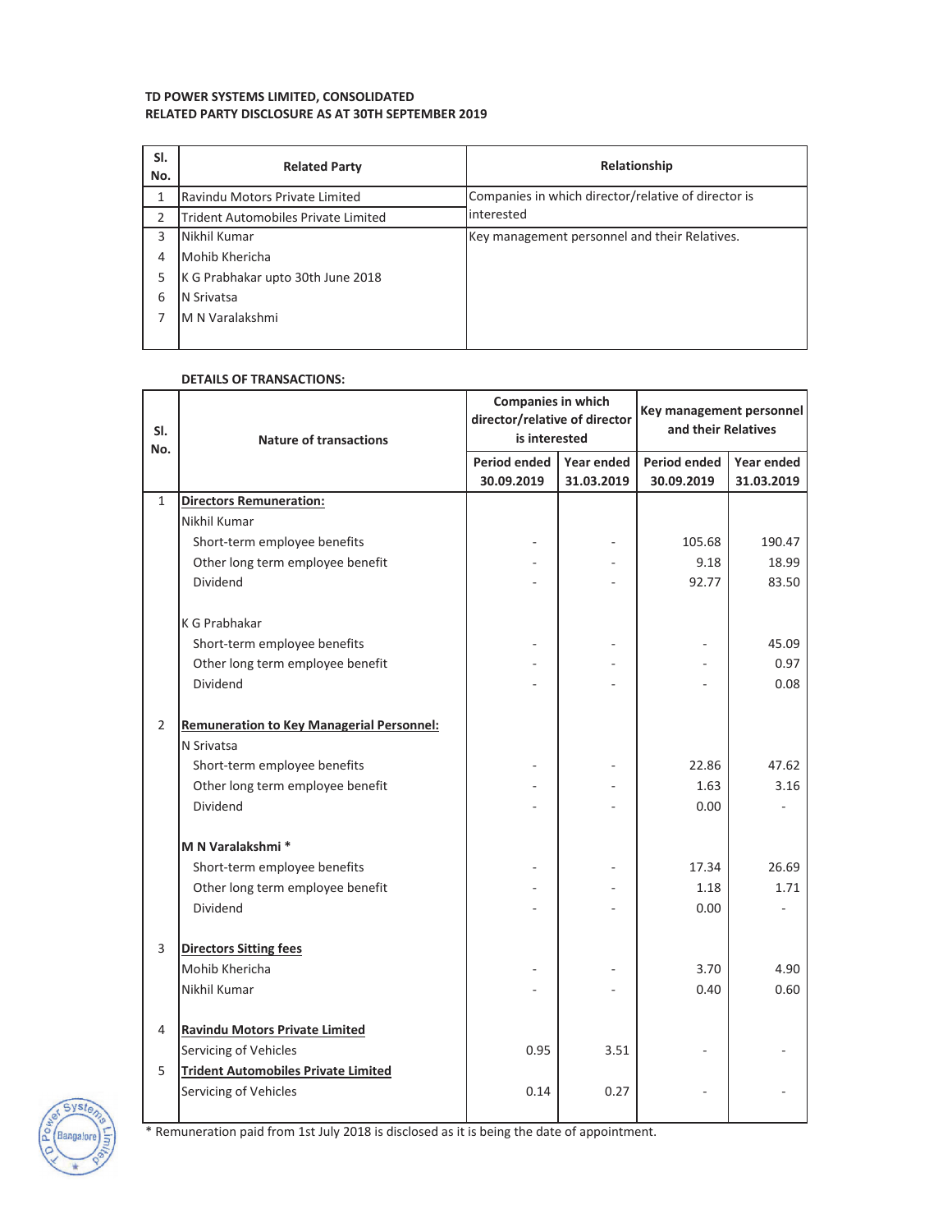**TD POWER SYSTEMS LIMITED, CONSOLIDATED**
**RELATED PARTY DISCLOSURE AS AT 30TH SEPTEMBER 2019**

| Sl. No. | Related Party | Relationship |
|---|---|---|
| 1 | Ravindu Motors Private Limited | Companies in which director/relative of director is interested |
| 2 | Trident Automobiles Private Limited | |
| 3 | Nikhil Kumar | Key management personnel and their Relatives. |
| 4 | Mohib Khericha | |
| 5 | K G Prabhakar upto 30th June 2018 | |
| 6 | N Srivatsa | |
| 7 | M N Varalakshmi | |

**DETAILS OF TRANSACTIONS:**

| Sl. No. | Nature of transactions | Companies in which director/relative of director is interested | | Key management personnel and their Relatives | |
|---|---|---|---|---|---|
| | | Period ended 30.09.2019 | Year ended 31.03.2019 | Period ended 30.09.2019 | Year ended 31.03.2019 |
| 1 | **Directors Remuneration:** | | | | |
| | Nikhil Kumar | | | | |
| | Short-term employee benefits | - | - | 105.68 | 190.47 |
| | Other long term employee benefit | - | - | 9.18 | 18.99 |
| | Dividend | - | - | 92.77 | 83.50 |
| | K G Prabhakar | | | | |
| | Short-term employee benefits | - | - | - | 45.09 |
| | Other long term employee benefit | - | - | - | 0.97 |
| | Dividend | - | - | - | 0.08 |
| 2 | **Remuneration to Key Managerial Personnel:** | | | | |
| | N Srivatsa | | | | |
| | Short-term employee benefits | - | - | 22.86 | 47.62 |
| | Other long term employee benefit | - | - | 1.63 | 3.16 |
| | Dividend | - | - | 0.00 | - |
| | **M N Varalakshmi *** | | | | |
| | Short-term employee benefits | - | - | 17.34 | 26.69 |
| | Other long term employee benefit | - | - | 1.18 | 1.71 |
| | Dividend | - | - | 0.00 | - |
| 3 | **Directors Sitting fees** | | | | |
| | Mohib Khericha | - | - | 3.70 | 4.90 |
| | Nikhil Kumar | - | - | 0.40 | 0.60 |
| 4 | **Ravindu Motors Private Limited** | | | | |
| | Servicing of Vehicles | 0.95 | 3.51 | - | - |
| 5 | **Trident Automobiles Private Limited** | | | | |
| | Servicing of Vehicles | 0.14 | 0.27 | - | - |

* Remuneration paid from 1st July 2018 is disclosed as it is being the date of appointment.